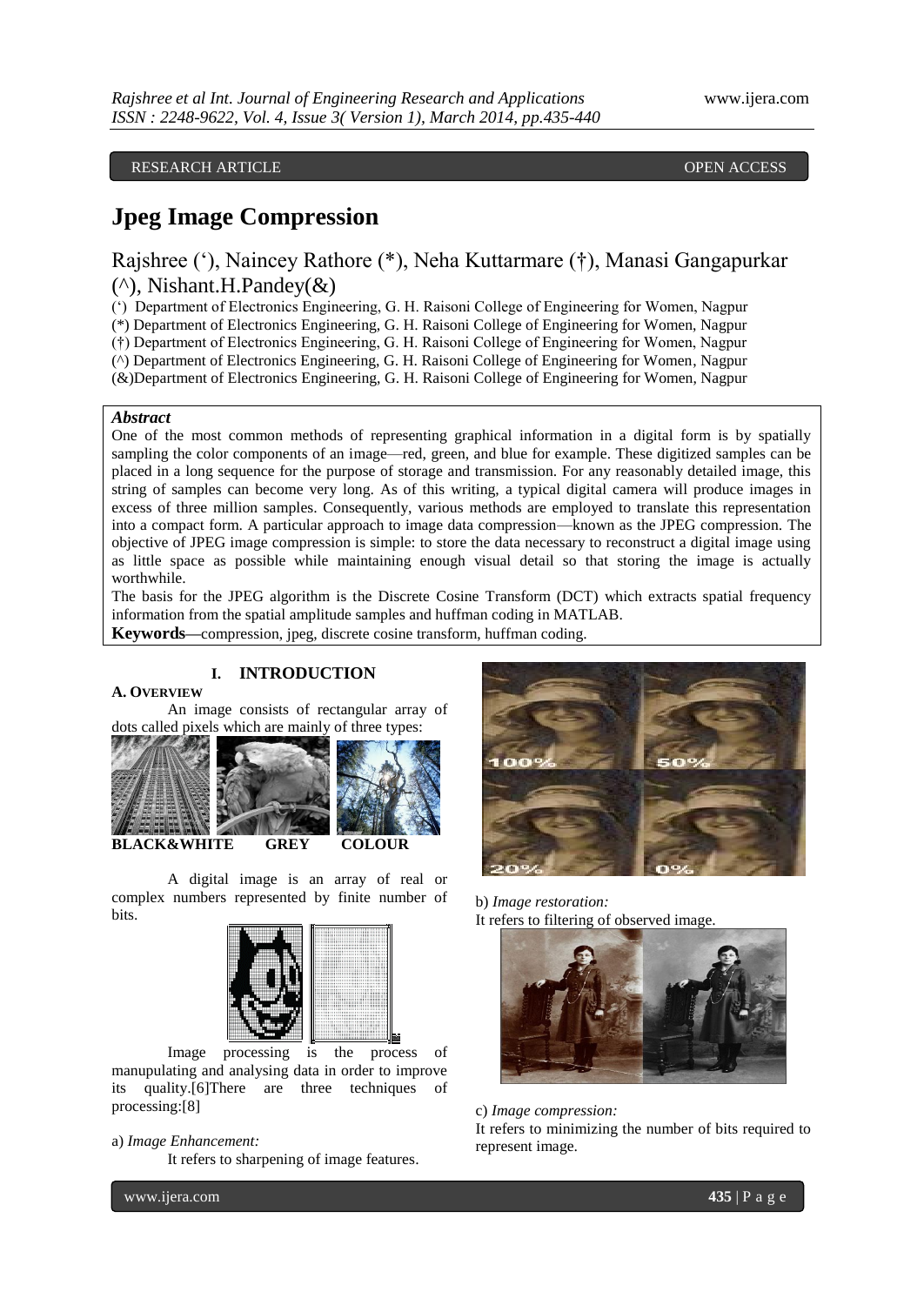RESEARCH ARTICLE OPEN ACCESS

# Jpeg Image Compression

Rajshree ('), Naincey Rathore (*), Neha Kuttarmare (†), Manasi Gangapurkar (^), Nishant.H.Pandey(&)

(') Department of Electronics Engineering, G. H. Raisoni College of Engineering for Women, Nagpur
(*) Department of Electronics Engineering, G. H. Raisoni College of Engineering for Women, Nagpur
(†) Department of Electronics Engineering, G. H. Raisoni College of Engineering for Women, Nagpur
(^) Department of Electronics Engineering, G. H. Raisoni College of Engineering for Women, Nagpur
(&)Department of Electronics Engineering, G. H. Raisoni College of Engineering for Women, Nagpur

***Abstract***

One of the most common methods of representing graphical information in a digital form is by spatially sampling the color components of an image—red, green, and blue for example. These digitized samples can be placed in a long sequence for the purpose of storage and transmission. For any reasonably detailed image, this string of samples can become very long. As of this writing, a typical digital camera will produce images in excess of three million samples. Consequently, various methods are employed to translate this representation into a compact form. A particular approach to image data compression—known as the JPEG compression. The objective of JPEG image compression is simple: to store the data necessary to reconstruct a digital image using as little space as possible while maintaining enough visual detail so that storing the image is actually worthwhile.

The basis for the JPEG algorithm is the Discrete Cosine Transform (DCT) which extracts spatial frequency information from the spatial amplitude samples and huffman coding in MATLAB.

**Keywords**—compression, jpeg, discrete cosine transform, huffman coding.

## I. INTRODUCTION

### A. Overview

An image consists of rectangular array of dots called pixels which are mainly of three types:

**BLACK&WHITE GREY COLOUR**

A digital image is an array of real or complex numbers represented by finite number of bits.

Image processing is the process of manupulating and analysing data in order to improve its quality.[6]There are three techniques of processing:[8]

a) *Image Enhancement:*

It refers to sharpening of image features.

100% 50% 20% 0%

b) *Image restoration:*

It refers to filtering of observed image.

c) *Image compression:*

It refers to minimizing the number of bits required to represent image.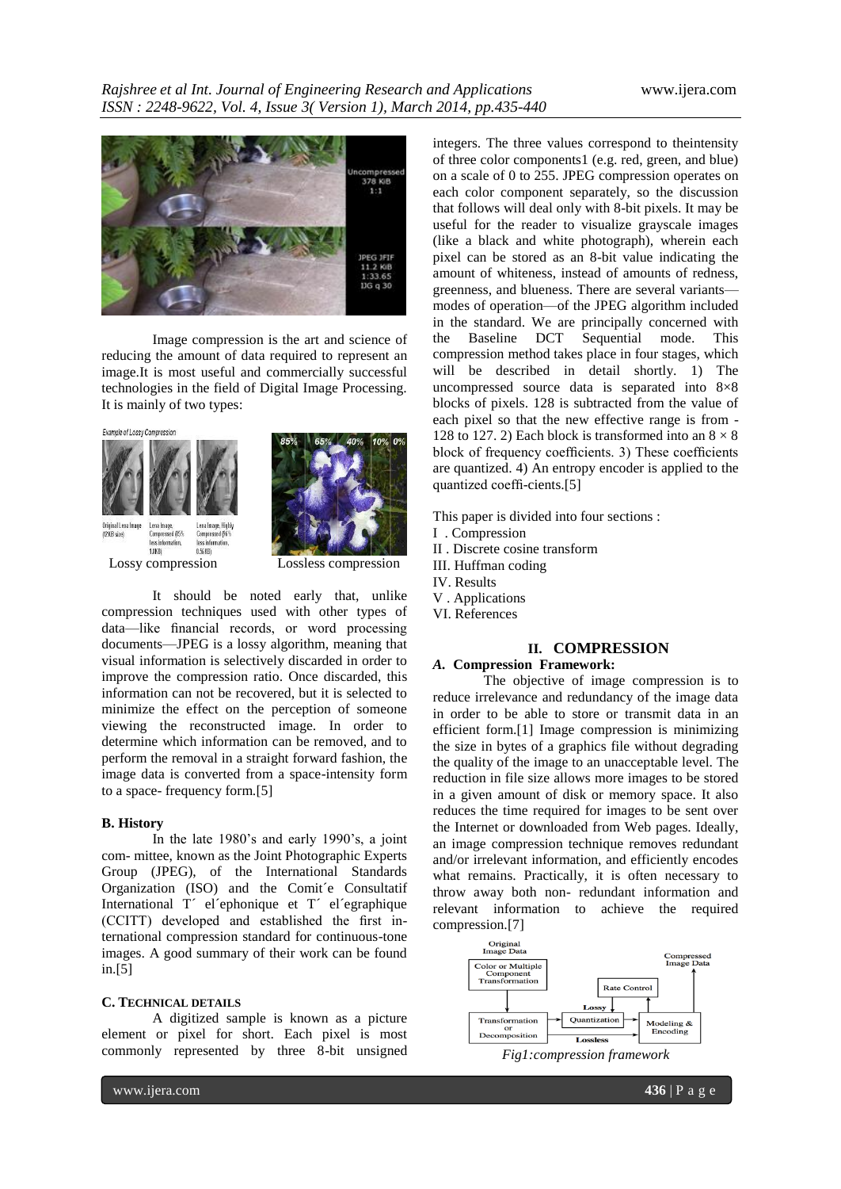Image compression is the art and science of reducing the amount of data required to represent an image.It is most useful and commercially successful technologies in the field of Digital Image Processing. It is mainly of two types:

Lossy compression    Lossless compression

It should be noted early that, unlike compression techniques used with other types of data—like financial records, or word processing documents—JPEG is a lossy algorithm, meaning that visual information is selectively discarded in order to improve the compression ratio. Once discarded, this information can not be recovered, but it is selected to minimize the effect on the perception of someone viewing the reconstructed image. In order to determine which information can be removed, and to perform the removal in a straight forward fashion, the image data is converted from a space-intensity form to a space- frequency form.[5]

**B. History**

In the late 1980's and early 1990's, a joint com- mittee, known as the Joint Photographic Experts Group (JPEG), of the International Standards Organization (ISO) and the Comit´e Consultatif International T´ el´ephonique et T´ el´egraphique (CCITT) developed and established the first in- ternational compression standard for continuous-tone images. A good summary of their work can be found in.[5]

**C. TECHNICAL DETAILS**

A digitized sample is known as a picture element or pixel for short. Each pixel is most commonly represented by three 8-bit unsigned integers. The three values correspond to theintensity of three color components1 (e.g. red, green, and blue) on a scale of 0 to 255. JPEG compression operates on each color component separately, so the discussion that follows will deal only with 8-bit pixels. It may be useful for the reader to visualize grayscale images (like a black and white photograph), wherein each pixel can be stored as an 8-bit value indicating the amount of whiteness, instead of amounts of redness, greenness, and blueness. There are several variants—modes of operation—of the JPEG algorithm included in the standard. We are principally concerned with the Baseline DCT Sequential mode. This compression method takes place in four stages, which will be described in detail shortly. 1) The uncompressed source data is separated into 8×8 blocks of pixels. 128 is subtracted from the value of each pixel so that the new effective range is from -128 to 127. 2) Each block is transformed into an $8 \times 8$ block of frequency coefficients. 3) These coefficients are quantized. 4) An entropy encoder is applied to the quantized coeffi-cients.[5]

This paper is divided into four sections :

I . Compression
II . Discrete cosine transform
III. Huffman coding
IV. Results
V . Applications
VI. References

## II. COMPRESSION

### *A.* Compression Framework:

The objective of image compression is to reduce irrelevance and redundancy of the image data in order to be able to store or transmit data in an efficient form.[1] Image compression is minimizing the size in bytes of a graphics file without degrading the quality of the image to an unacceptable level. The reduction in file size allows more images to be stored in a given amount of disk or memory space. It also reduces the time required for images to be sent over the Internet or downloaded from Web pages. Ideally, an image compression technique removes redundant and/or irrelevant information, and efficiently encodes what remains. Practically, it is often necessary to throw away both non- redundant information and relevant information to achieve the required compression.[7]

*Fig1:compression framework*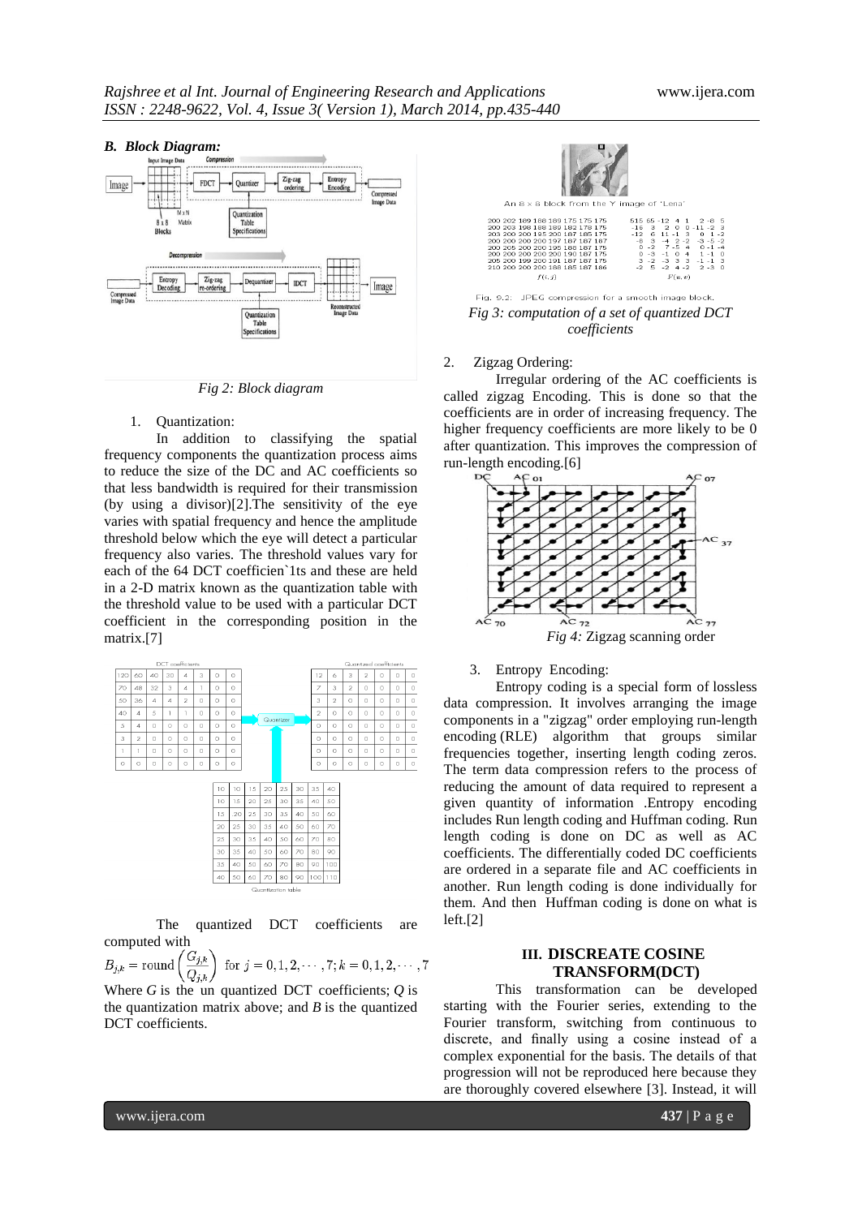### B. Block Diagram:

*Fig 2: Block diagram*

1. Quantization:

In addition to classifying the spatial frequency components the quantization process aims to reduce the size of the DC and AC coefficients so that less bandwidth is required for their transmission (by using a divisor)[2].The sensitivity of the eye varies with spatial frequency and hence the amplitude threshold below which the eye will detect a particular frequency also varies. The threshold values vary for each of the 64 DCT coefficien`1ts and these are held in a 2-D matrix known as the quantization table with the threshold value to be used with a particular DCT coefficient in the corresponding position in the matrix.[7]

The quantized DCT coefficients are computed with

$$B_{j,k} = \text{round}\left(\frac{G_{j,k}}{Q_{j,k}}\right) \text{ for } j = 0,1,2,\cdots,7; k = 0,1,2,\cdots,7$$

Where $G$ is the un quantized DCT coefficients; $Q$ is the quantization matrix above; and $B$ is the quantized DCT coefficients.

*Fig 3: computation of a set of quantized DCT coefficients*

2. Zigzag Ordering:

Irregular ordering of the AC coefficients is called zigzag Encoding. This is done so that the coefficients are in order of increasing frequency. The higher frequency coefficients are more likely to be 0 after quantization. This improves the compression of run-length encoding.[6]

*Fig 4:* Zigzag scanning order

3. Entropy Encoding:

Entropy coding is a special form of lossless data compression. It involves arranging the image components in a "zigzag" order employing run-length encoding (RLE) algorithm that groups similar frequencies together, inserting length coding zeros. The term data compression refers to the process of reducing the amount of data required to represent a given quantity of information .Entropy encoding includes Run length coding and Huffman coding. Run length coding is done on DC as well as AC coefficients. The differentially coded DC coefficients are ordered in a separate file and AC coefficients in another. Run length coding is done individually for them. And then Huffman coding is done on what is left.[2]

## III. DISCREATE COSINE TRANSFORM(DCT)

This transformation can be developed starting with the Fourier series, extending to the Fourier transform, switching from continuous to discrete, and finally using a cosine instead of a complex exponential for the basis. The details of that progression will not be reproduced here because they are thoroughly covered elsewhere [3]. Instead, it will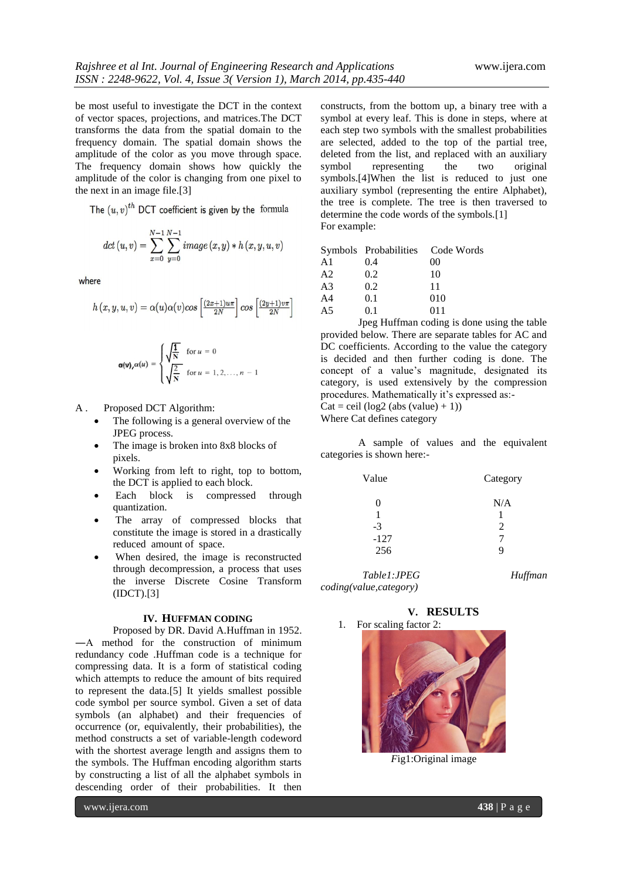be most useful to investigate the DCT in the context of vector spaces, projections, and matrices.The DCT transforms the data from the spatial domain to the frequency domain. The spatial domain shows the amplitude of the color as you move through space. The frequency domain shows how quickly the amplitude of the color is changing from one pixel to the next in an image file.[3]

The $(u,v)^{th}$ DCT coefficient is given by the formula

$$dct\,(u,v) = \sum_{x=0}^{N-1}\sum_{y=0}^{N-1} image\,(x,y) * h\,(x,y,u,v)$$

where

$$h\,(x,y,u,v) = \alpha(u)\alpha(v) cos\left[\frac{(2x+1)u\pi}{2N}\right] cos\left[\frac{(2y+1)v\pi}{2N}\right]$$

$$\alpha(v),\alpha(u) = \begin{cases} \sqrt{\frac{1}{N}} & \text{for } u = 0 \\ \sqrt{\frac{2}{N}} & \text{for } u = 1,2,\ldots,n-1 \end{cases}$$

A . Proposed DCT Algorithm:

- The following is a general overview of the JPEG process.
- The image is broken into 8x8 blocks of pixels.
- Working from left to right, top to bottom, the DCT is applied to each block.
- Each block is compressed through quantization.
- The array of compressed blocks that constitute the image is stored in a drastically reduced amount of space.
- When desired, the image is reconstructed through decompression, a process that uses the inverse Discrete Cosine Transform (IDCT).[3]

## IV. HUFFMAN CODING

Proposed by DR. David A.Huffman in 1952. ―A method for the construction of minimum redundancy code .Huffman code is a technique for compressing data. It is a form of statistical coding which attempts to reduce the amount of bits required to represent the data.[5] It yields smallest possible code symbol per source symbol. Given a set of data symbols (an alphabet) and their frequencies of occurrence (or, equivalently, their probabilities), the method constructs a set of variable-length codeword with the shortest average length and assigns them to the symbols. The Huffman encoding algorithm starts by constructing a list of all the alphabet symbols in descending order of their probabilities. It then constructs, from the bottom up, a binary tree with a symbol at every leaf. This is done in steps, where at each step two symbols with the smallest probabilities are selected, added to the top of the partial tree, deleted from the list, and replaced with an auxiliary symbol representing the two original symbols.[4]When the list is reduced to just one auxiliary symbol (representing the entire Alphabet), the tree is complete. The tree is then traversed to determine the code words of the symbols.[1]

For example:

| Symbols | Probabilities | Code Words |
|---|---|---|
| A1 | 0.4 | 00 |
| A2 | 0.2 | 10 |
| A3 | 0.2 | 11 |
| A4 | 0.1 | 010 |
| A5 | 0.1 | 011 |

Jpeg Huffman coding is done using the table provided below. There are separate tables for AC and DC coefficients. According to the value the category is decided and then further coding is done. The concept of a value's magnitude, designated its category, is used extensively by the compression procedures. Mathematically it's expressed as:-

Cat = ceil (log2 (abs (value) + 1))

Where Cat defines category

A sample of values and the equivalent categories is shown here:-

| Value | Category |
|---|---|
| 0 | N/A |
| 1 | 1 |
| -3 | 2 |
| -127 | 7 |
| 256 | 9 |

*Table1:JPEG Huffman coding(value,category)*

## V. RESULTS

1. For scaling factor 2:

*Fig1:Original image*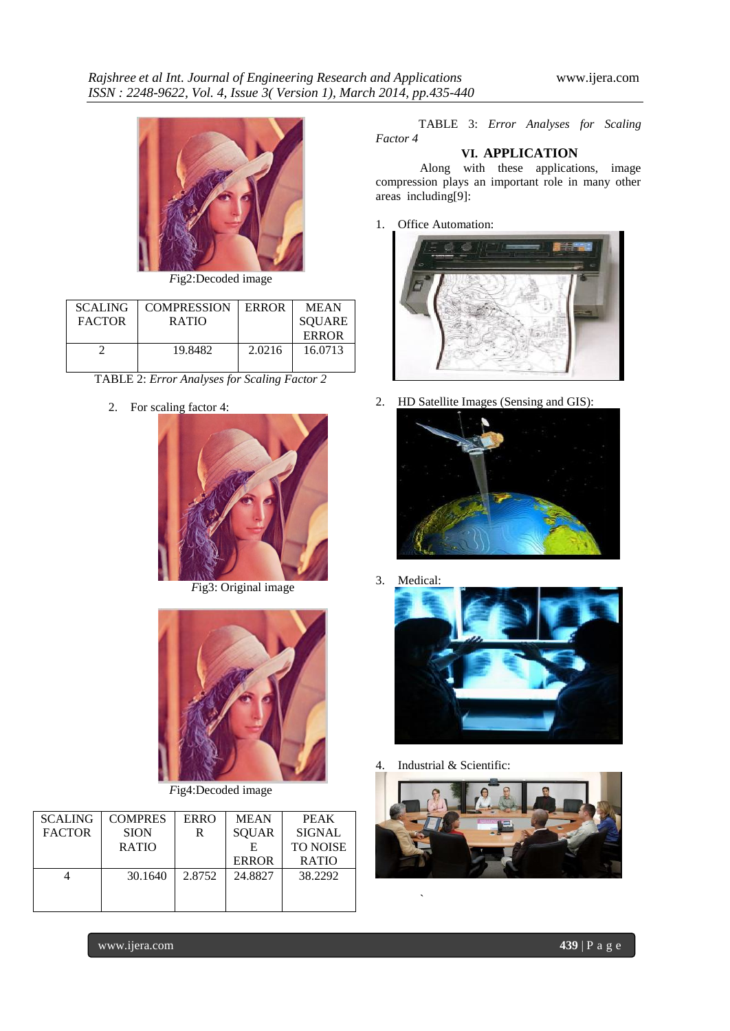*F*ig2:Decoded image

| SCALING FACTOR | COMPRESSION RATIO | ERROR | MEAN SQUARE ERROR |
|---|---|---|---|
| 2 | 19.8482 | 2.0216 | 16.0713 |

TABLE 2: *Error Analyses for Scaling Factor 2*

2. For scaling factor 4:

*F*ig3: Original image

*F*ig4:Decoded image

| SCALING FACTOR | COMPRESSION RATIO | ERROR | MEAN SQUARE ERROR | PEAK SIGNAL TO NOISE RATIO |
|---|---|---|---|---|
| 4 | 30.1640 | 2.8752 | 24.8827 | 38.2292 |

TABLE 3: *Error Analyses for Scaling Factor 4*

## VI. APPLICATION

Along with these applications, image compression plays an important role in many other areas including[9]:

1. Office Automation:

2. HD Satellite Images (Sensing and GIS):

3. Medical:

4. Industrial & Scientific: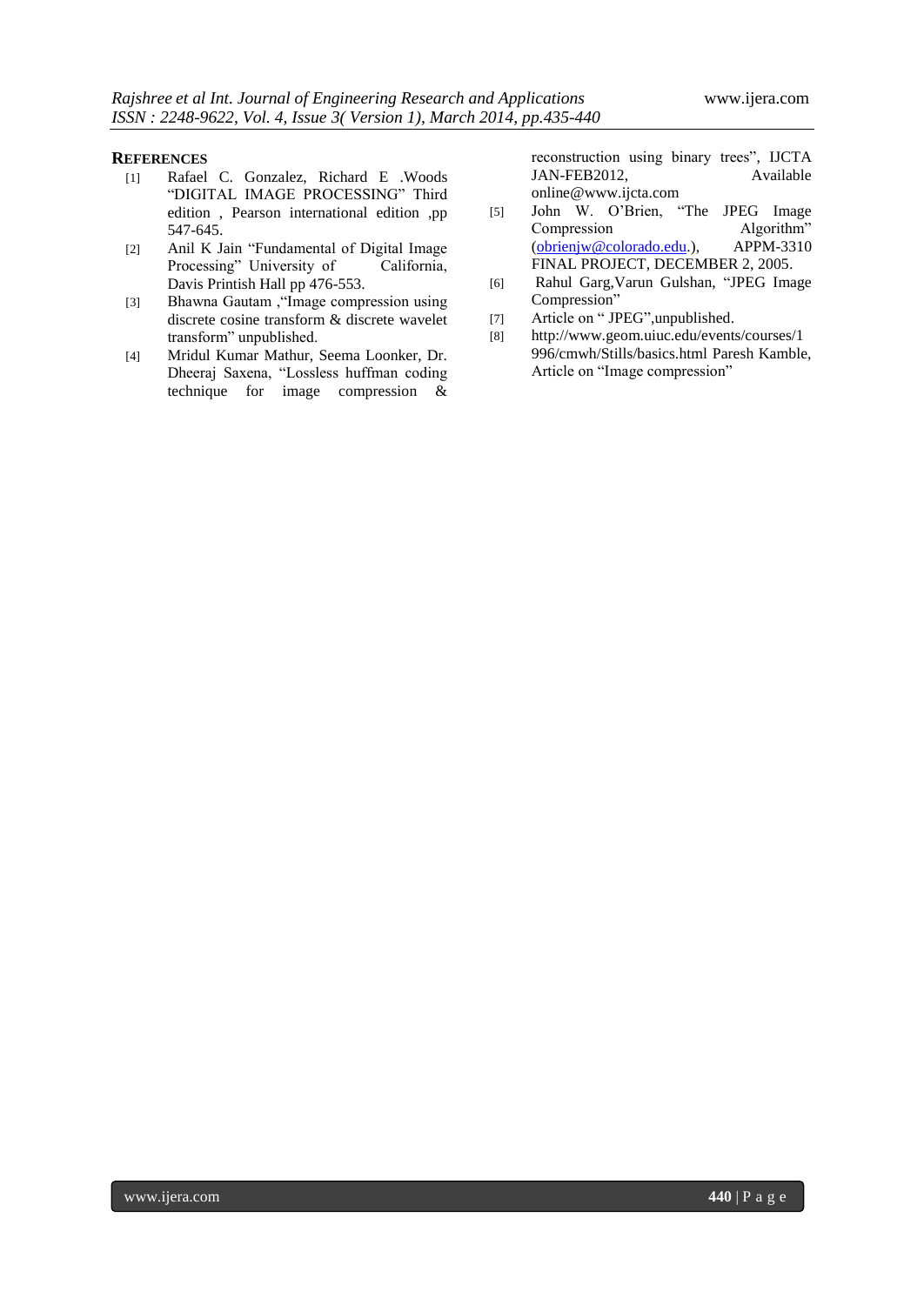## REFERENCES

[1] Rafael C. Gonzalez, Richard E .Woods "DIGITAL IMAGE PROCESSING" Third edition , Pearson international edition ,pp 547-645.

[2] Anil K Jain "Fundamental of Digital Image Processing" University of California, Davis Printish Hall pp 476-553.

[3] Bhawna Gautam ,"Image compression using discrete cosine transform & discrete wavelet transform" unpublished.

[4] Mridul Kumar Mathur, Seema Loonker, Dr. Dheeraj Saxena, "Lossless huffman coding technique for image compression & reconstruction using binary trees", IJCTA JAN-FEB2012, Available online@www.ijcta.com

[5] John W. O'Brien, "The JPEG Image Compression Algorithm" (obrienjw@colorado.edu.), APPM-3310 FINAL PROJECT, DECEMBER 2, 2005.

[6] Rahul Garg,Varun Gulshan, "JPEG Image Compression"

[7] Article on " JPEG",unpublished.

[8] http://www.geom.uiuc.edu/events/courses/1996/cmwh/Stills/basics.html Paresh Kamble, Article on "Image compression"